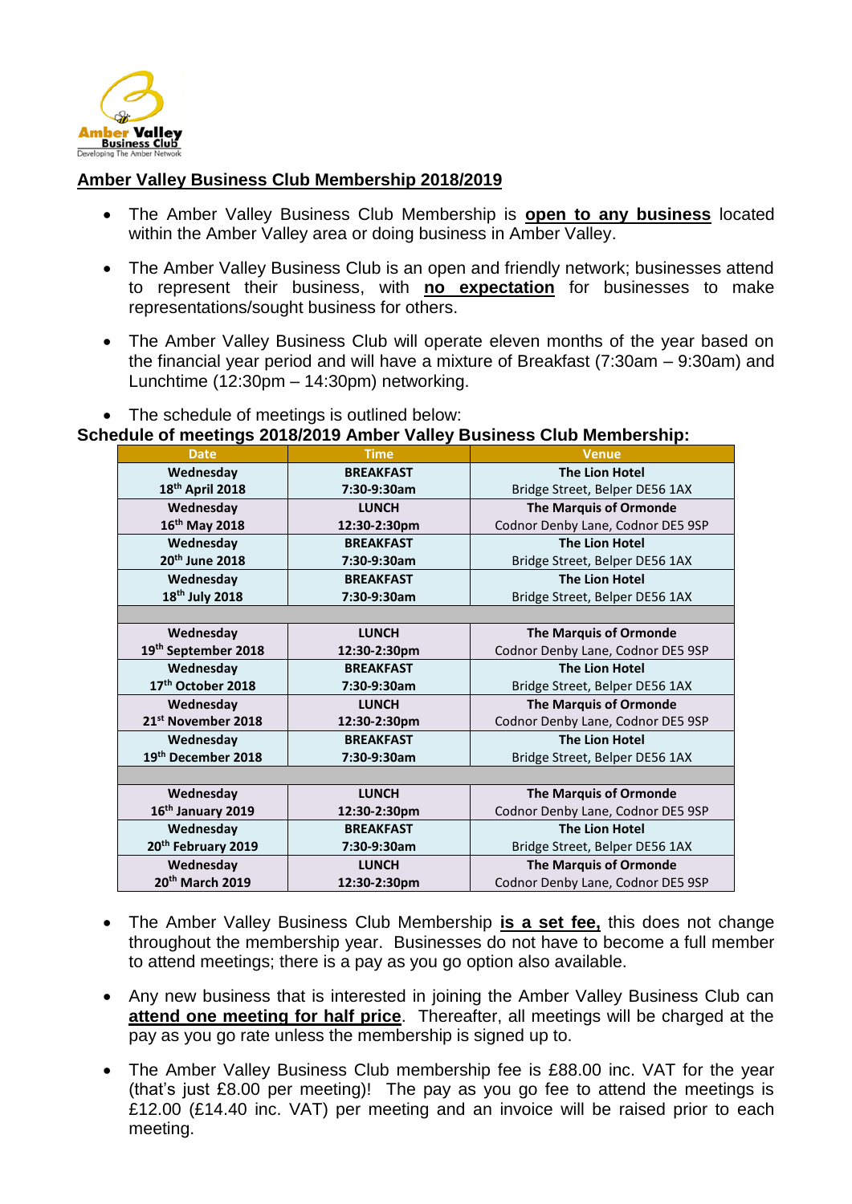## Amber Valley Business Club Membership 2018/2019

- The Amber Valley Business Club Membership is **open to any business** located within the Amber Valley area or doing business in Amber Valley.
- The Amber Valley Business Club is an open and friendly network; businesses attend to represent their business, with **no expectation** for businesses to make representations/sought business for others.
- The Amber Valley Business Club will operate eleven months of the year based on the financial year period and will have a mixture of Breakfast (7:30am – 9:30am) and Lunchtime (12:30pm – 14:30pm) networking.
- The schedule of meetings is outlined below:

**Schedule of meetings 2018/2019 Amber Valley Business Club Membership:**

| Date | Time | Venue |
|---|---|---|
| **Wednesday 18th April 2018** | **BREAKFAST 7:30-9:30am** | **The Lion Hotel** Bridge Street, Belper DE56 1AX |
| **Wednesday 16th May 2018** | **LUNCH 12:30-2:30pm** | **The Marquis of Ormonde** Codnor Denby Lane, Codnor DE5 9SP |
| **Wednesday 20th June 2018** | **BREAKFAST 7:30-9:30am** | **The Lion Hotel** Bridge Street, Belper DE56 1AX |
| **Wednesday 18th July 2018** | **BREAKFAST 7:30-9:30am** | **The Lion Hotel** Bridge Street, Belper DE56 1AX |
| | | |
| **Wednesday 19th September 2018** | **LUNCH 12:30-2:30pm** | **The Marquis of Ormonde** Codnor Denby Lane, Codnor DE5 9SP |
| **Wednesday 17th October 2018** | **BREAKFAST 7:30-9:30am** | **The Lion Hotel** Bridge Street, Belper DE56 1AX |
| **Wednesday 21st November 2018** | **LUNCH 12:30-2:30pm** | **The Marquis of Ormonde** Codnor Denby Lane, Codnor DE5 9SP |
| **Wednesday 19th December 2018** | **BREAKFAST 7:30-9:30am** | **The Lion Hotel** Bridge Street, Belper DE56 1AX |
| | | |
| **Wednesday 16th January 2019** | **LUNCH 12:30-2:30pm** | **The Marquis of Ormonde** Codnor Denby Lane, Codnor DE5 9SP |
| **Wednesday 20th February 2019** | **BREAKFAST 7:30-9:30am** | **The Lion Hotel** Bridge Street, Belper DE56 1AX |
| **Wednesday 20th March 2019** | **LUNCH 12:30-2:30pm** | **The Marquis of Ormonde** Codnor Denby Lane, Codnor DE5 9SP |

- The Amber Valley Business Club Membership **is a set fee,** this does not change throughout the membership year. Businesses do not have to become a full member to attend meetings; there is a pay as you go option also available.
- Any new business that is interested in joining the Amber Valley Business Club can **attend one meeting for half price**. Thereafter, all meetings will be charged at the pay as you go rate unless the membership is signed up to.
- The Amber Valley Business Club membership fee is £88.00 inc. VAT for the year (that's just £8.00 per meeting)! The pay as you go fee to attend the meetings is £12.00 (£14.40 inc. VAT) per meeting and an invoice will be raised prior to each meeting.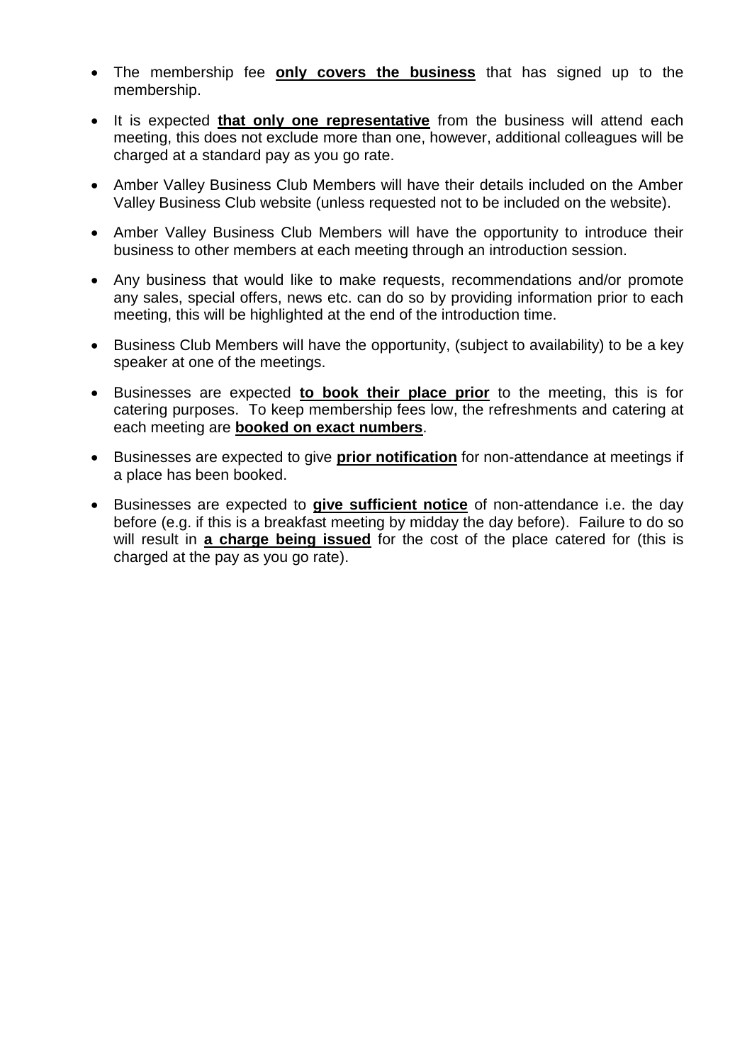- The membership fee **only covers the business** that has signed up to the membership.
- It is expected **that only one representative** from the business will attend each meeting, this does not exclude more than one, however, additional colleagues will be charged at a standard pay as you go rate.
- Amber Valley Business Club Members will have their details included on the Amber Valley Business Club website (unless requested not to be included on the website).
- Amber Valley Business Club Members will have the opportunity to introduce their business to other members at each meeting through an introduction session.
- Any business that would like to make requests, recommendations and/or promote any sales, special offers, news etc. can do so by providing information prior to each meeting, this will be highlighted at the end of the introduction time.
- Business Club Members will have the opportunity, (subject to availability) to be a key speaker at one of the meetings.
- Businesses are expected **to book their place prior** to the meeting, this is for catering purposes. To keep membership fees low, the refreshments and catering at each meeting are **booked on exact numbers**.
- Businesses are expected to give **prior notification** for non-attendance at meetings if a place has been booked.
- Businesses are expected to **give sufficient notice** of non-attendance i.e. the day before (e.g. if this is a breakfast meeting by midday the day before). Failure to do so will result in **a charge being issued** for the cost of the place catered for (this is charged at the pay as you go rate).